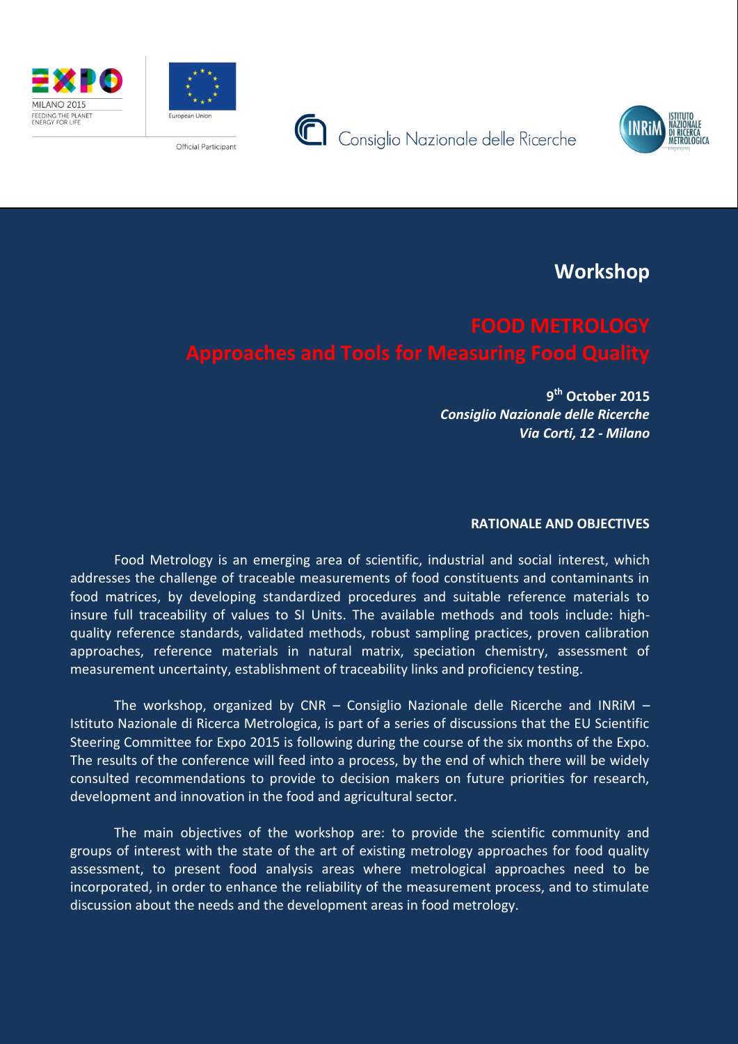MILANO 2015
FEEDING THE PLANET
ENERGY FOR LIFE

European Union

Official Participant

Consiglio Nazionale delle Ricerche

INRiM ISTITUTO NAZIONALE DI RICERCA METROLOGICA

# Workshop

# FOOD METROLOGY
## Approaches and Tools for Measuring Food Quality

**9th October 2015**
***Consiglio Nazionale delle Ricerche***
***Via Corti, 12 - Milano***

### RATIONALE AND OBJECTIVES

Food Metrology is an emerging area of scientific, industrial and social interest, which addresses the challenge of traceable measurements of food constituents and contaminants in food matrices, by developing standardized procedures and suitable reference materials to insure full traceability of values to SI Units. The available methods and tools include: high-quality reference standards, validated methods, robust sampling practices, proven calibration approaches, reference materials in natural matrix, speciation chemistry, assessment of measurement uncertainty, establishment of traceability links and proficiency testing.

The workshop, organized by CNR – Consiglio Nazionale delle Ricerche and INRiM – Istituto Nazionale di Ricerca Metrologica, is part of a series of discussions that the EU Scientific Steering Committee for Expo 2015 is following during the course of the six months of the Expo. The results of the conference will feed into a process, by the end of which there will be widely consulted recommendations to provide to decision makers on future priorities for research, development and innovation in the food and agricultural sector.

The main objectives of the workshop are: to provide the scientific community and groups of interest with the state of the art of existing metrology approaches for food quality assessment, to present food analysis areas where metrological approaches need to be incorporated, in order to enhance the reliability of the measurement process, and to stimulate discussion about the needs and the development areas in food metrology.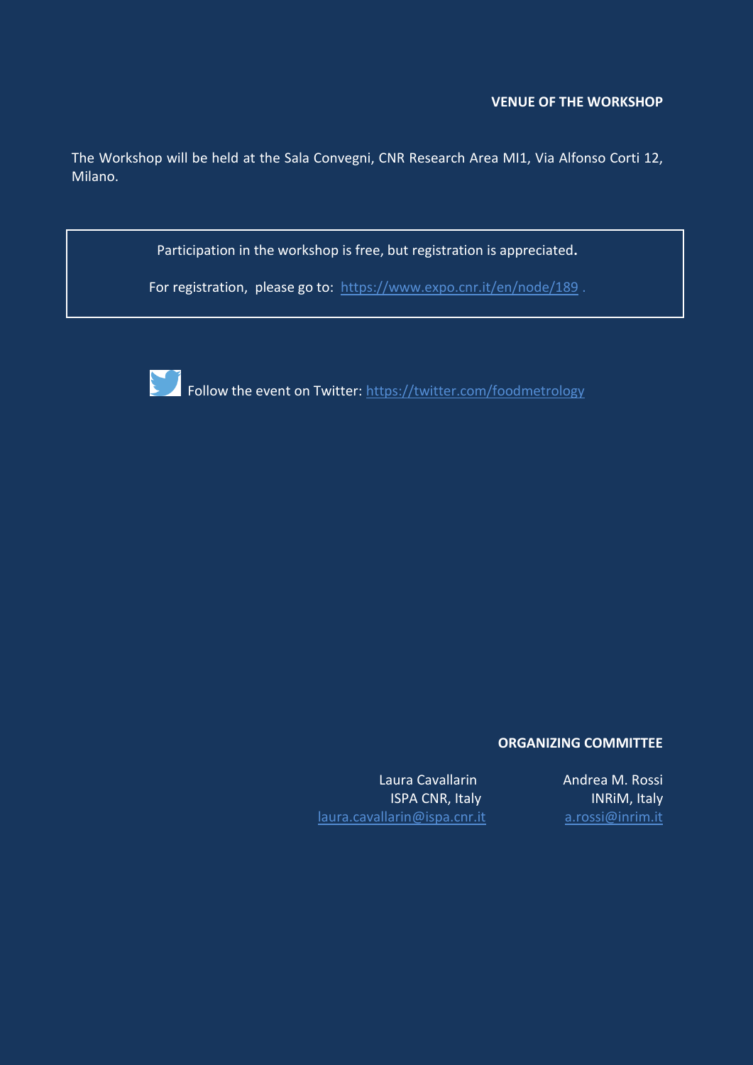## VENUE OF THE WORKSHOP

The Workshop will be held at the Sala Convegni, CNR Research Area MI1, Via Alfonso Corti 12, Milano.

Participation in the workshop is free, but registration is appreciated**.**

For registration, please go to: https://www.expo.cnr.it/en/node/189 .

Follow the event on Twitter: https://twitter.com/foodmetrology

## ORGANIZING COMMITTEE

Laura Cavallarin
ISPA CNR, Italy
laura.cavallarin@ispa.cnr.it

Andrea M. Rossi
INRiM, Italy
a.rossi@inrim.it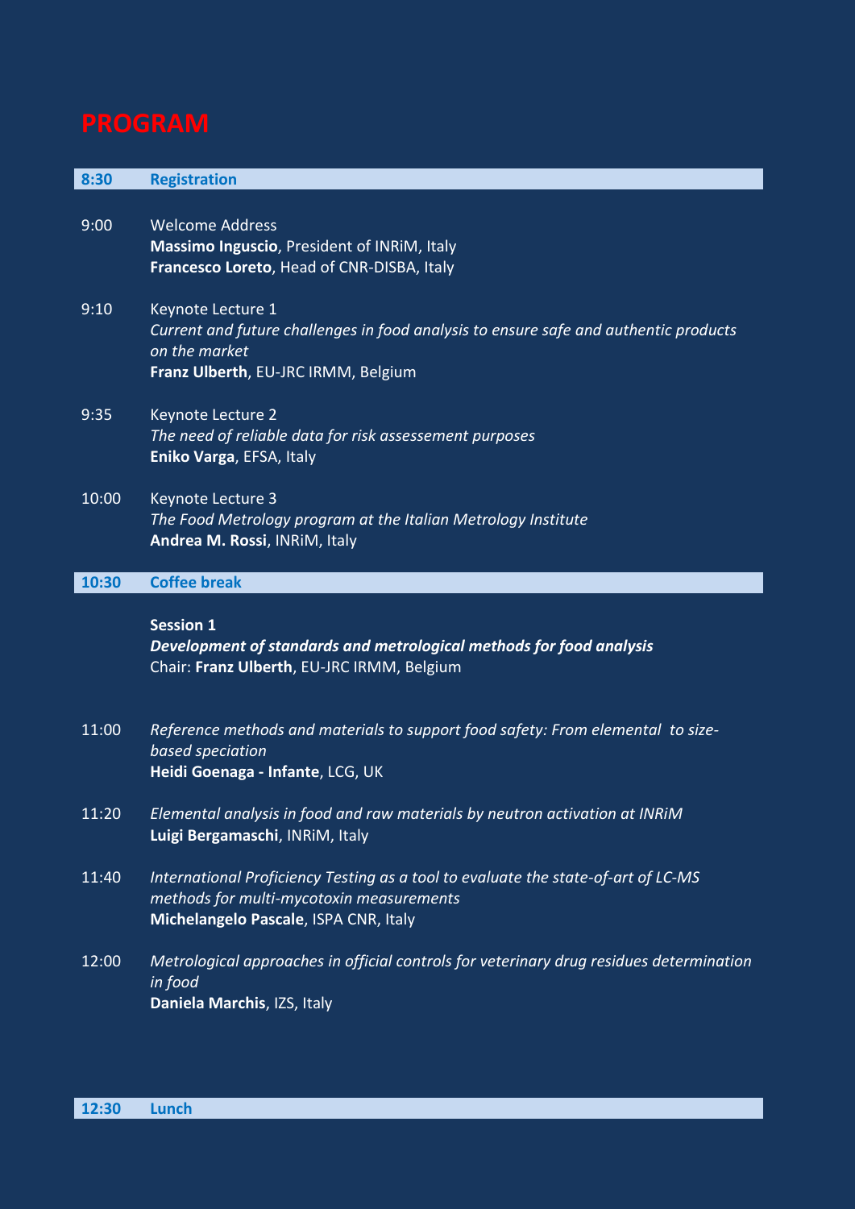# PROGRAM

**8:30 Registration**

9:00 Welcome Address
**Massimo Inguscio**, President of INRiM, Italy
**Francesco Loreto**, Head of CNR-DISBA, Italy

9:10 Keynote Lecture 1
*Current and future challenges in food analysis to ensure safe and authentic products on the market*
**Franz Ulberth**, EU-JRC IRMM, Belgium

9:35 Keynote Lecture 2
*The need of reliable data for risk assessement purposes*
**Eniko Varga**, EFSA, Italy

10:00 Keynote Lecture 3
*The Food Metrology program at the Italian Metrology Institute*
**Andrea M. Rossi**, INRiM, Italy

**10:30 Coffee break**

**Session 1**
***Development of standards and metrological methods for food analysis***
Chair: **Franz Ulberth**, EU-JRC IRMM, Belgium

11:00 *Reference methods and materials to support food safety: From elemental to size-based speciation*
**Heidi Goenaga - Infante**, LCG, UK

11:20 *Elemental analysis in food and raw materials by neutron activation at INRiM*
**Luigi Bergamaschi**, INRiM, Italy

11:40 *International Proficiency Testing as a tool to evaluate the state-of-art of LC-MS methods for multi-mycotoxin measurements*
**Michelangelo Pascale**, ISPA CNR, Italy

12:00 *Metrological approaches in official controls for veterinary drug residues determination in food*
**Daniela Marchis**, IZS, Italy

**12:30 Lunch**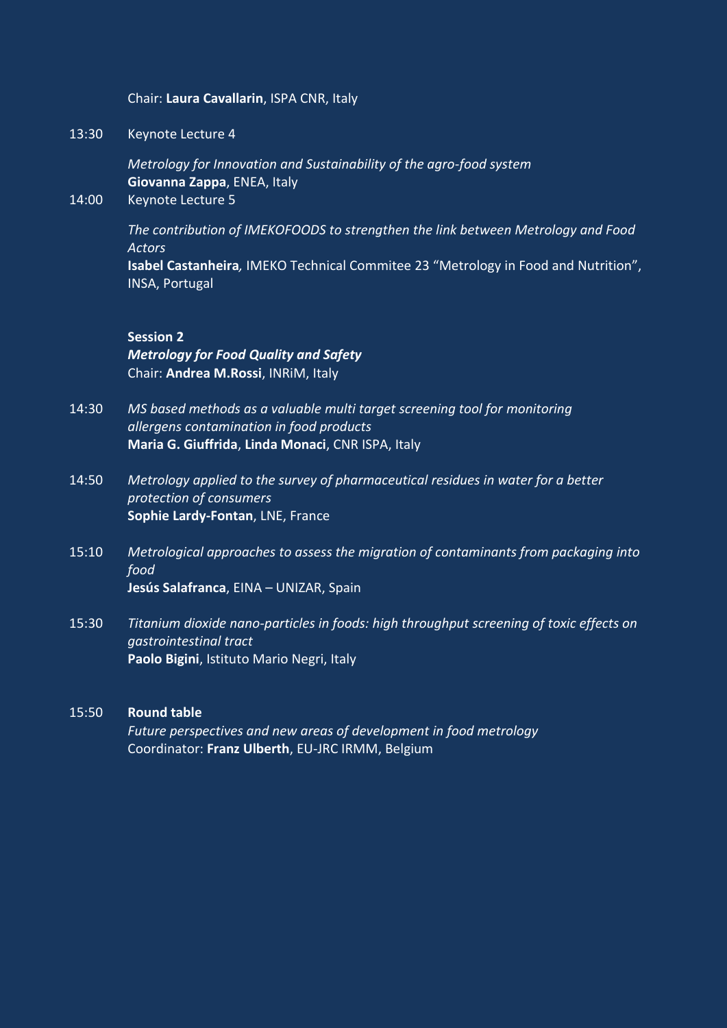Chair: **Laura Cavallarin**, ISPA CNR, Italy

13:30 Keynote Lecture 4

*Metrology for Innovation and Sustainability of the agro-food system*
**Giovanna Zappa**, ENEA, Italy

14:00 Keynote Lecture 5

*The contribution of IMEKOFOODS to strengthen the link between Metrology and Food Actors*
**Isabel Castanheira**, IMEKO Technical Commitee 23 "Metrology in Food and Nutrition", INSA, Portugal

**Session 2**
***Metrology for Food Quality and Safety***
Chair: **Andrea M.Rossi**, INRiM, Italy

14:30 *MS based methods as a valuable multi target screening tool for monitoring allergens contamination in food products*
**Maria G. Giuffrida**, **Linda Monaci**, CNR ISPA, Italy

14:50 *Metrology applied to the survey of pharmaceutical residues in water for a better protection of consumers*
**Sophie Lardy-Fontan**, LNE, France

15:10 *Metrological approaches to assess the migration of contaminants from packaging into food*
**Jesús Salafranca**, EINA – UNIZAR, Spain

15:30 *Titanium dioxide nano-particles in foods: high throughput screening of toxic effects on gastrointestinal tract*
**Paolo Bigini**, Istituto Mario Negri, Italy

15:50 **Round table**
*Future perspectives and new areas of development in food metrology*
Coordinator: **Franz Ulberth**, EU-JRC IRMM, Belgium